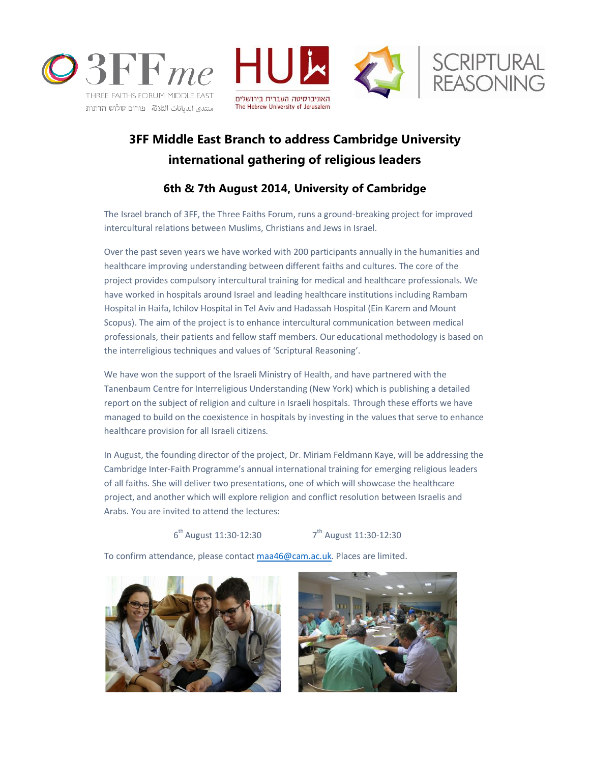3FFme

THREE FAITHS FORUM MIDDLE EAST

منتدى الديانات الثلاثة פורום שלוש הדתות

HU

האוניברסיטה העברית בירושלים

The Hebrew University of Jerusalem

SCRIPTURAL REASONING

# 3FF Middle East Branch to address Cambridge University international gathering of religious leaders

## 6th & 7th August 2014, University of Cambridge

The Israel branch of 3FF, the Three Faiths Forum, runs a ground-breaking project for improved intercultural relations between Muslims, Christians and Jews in Israel.

Over the past seven years we have worked with 200 participants annually in the humanities and healthcare improving understanding between different faiths and cultures. The core of the project provides compulsory intercultural training for medical and healthcare professionals. We have worked in hospitals around Israel and leading healthcare institutions including Rambam Hospital in Haifa, Ichilov Hospital in Tel Aviv and Hadassah Hospital (Ein Karem and Mount Scopus). The aim of the project is to enhance intercultural communication between medical professionals, their patients and fellow staff members. Our educational methodology is based on the interreligious techniques and values of 'Scriptural Reasoning'.

We have won the support of the Israeli Ministry of Health, and have partnered with the Tanenbaum Centre for Interreligious Understanding (New York) which is publishing a detailed report on the subject of religion and culture in Israeli hospitals. Through these efforts we have managed to build on the coexistence in hospitals by investing in the values that serve to enhance healthcare provision for all Israeli citizens.

In August, the founding director of the project, Dr. Miriam Feldmann Kaye, will be addressing the Cambridge Inter-Faith Programme's annual international training for emerging religious leaders of all faiths. She will deliver two presentations, one of which will showcase the healthcare project, and another which will explore religion and conflict resolution between Israelis and Arabs. You are invited to attend the lectures:

6th August 11:30-12:30 7th August 11:30-12:30

To confirm attendance, please contact maa46@cam.ac.uk. Places are limited.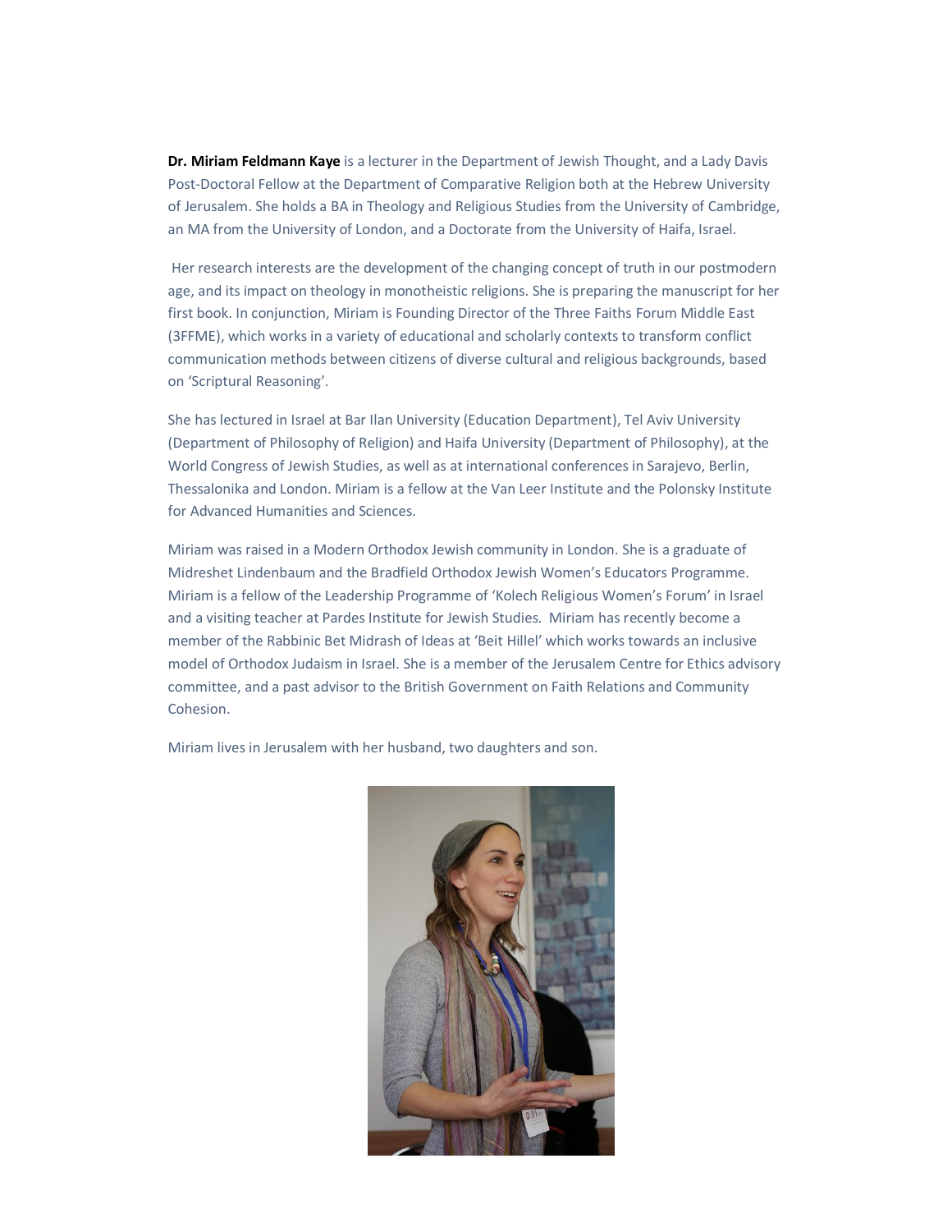**Dr. Miriam Feldmann Kaye** is a lecturer in the Department of Jewish Thought, and a Lady Davis Post-Doctoral Fellow at the Department of Comparative Religion both at the Hebrew University of Jerusalem. She holds a BA in Theology and Religious Studies from the University of Cambridge, an MA from the University of London, and a Doctorate from the University of Haifa, Israel.

Her research interests are the development of the changing concept of truth in our postmodern age, and its impact on theology in monotheistic religions. She is preparing the manuscript for her first book. In conjunction, Miriam is Founding Director of the Three Faiths Forum Middle East (3FFME), which works in a variety of educational and scholarly contexts to transform conflict communication methods between citizens of diverse cultural and religious backgrounds, based on 'Scriptural Reasoning'.

She has lectured in Israel at Bar Ilan University (Education Department), Tel Aviv University (Department of Philosophy of Religion) and Haifa University (Department of Philosophy), at the World Congress of Jewish Studies, as well as at international conferences in Sarajevo, Berlin, Thessalonika and London. Miriam is a fellow at the Van Leer Institute and the Polonsky Institute for Advanced Humanities and Sciences.

Miriam was raised in a Modern Orthodox Jewish community in London. She is a graduate of Midreshet Lindenbaum and the Bradfield Orthodox Jewish Women's Educators Programme. Miriam is a fellow of the Leadership Programme of 'Kolech Religious Women's Forum' in Israel and a visiting teacher at Pardes Institute for Jewish Studies. Miriam has recently become a member of the Rabbinic Bet Midrash of Ideas at 'Beit Hillel' which works towards an inclusive model of Orthodox Judaism in Israel. She is a member of the Jerusalem Centre for Ethics advisory committee, and a past advisor to the British Government on Faith Relations and Community Cohesion.

Miriam lives in Jerusalem with her husband, two daughters and son.